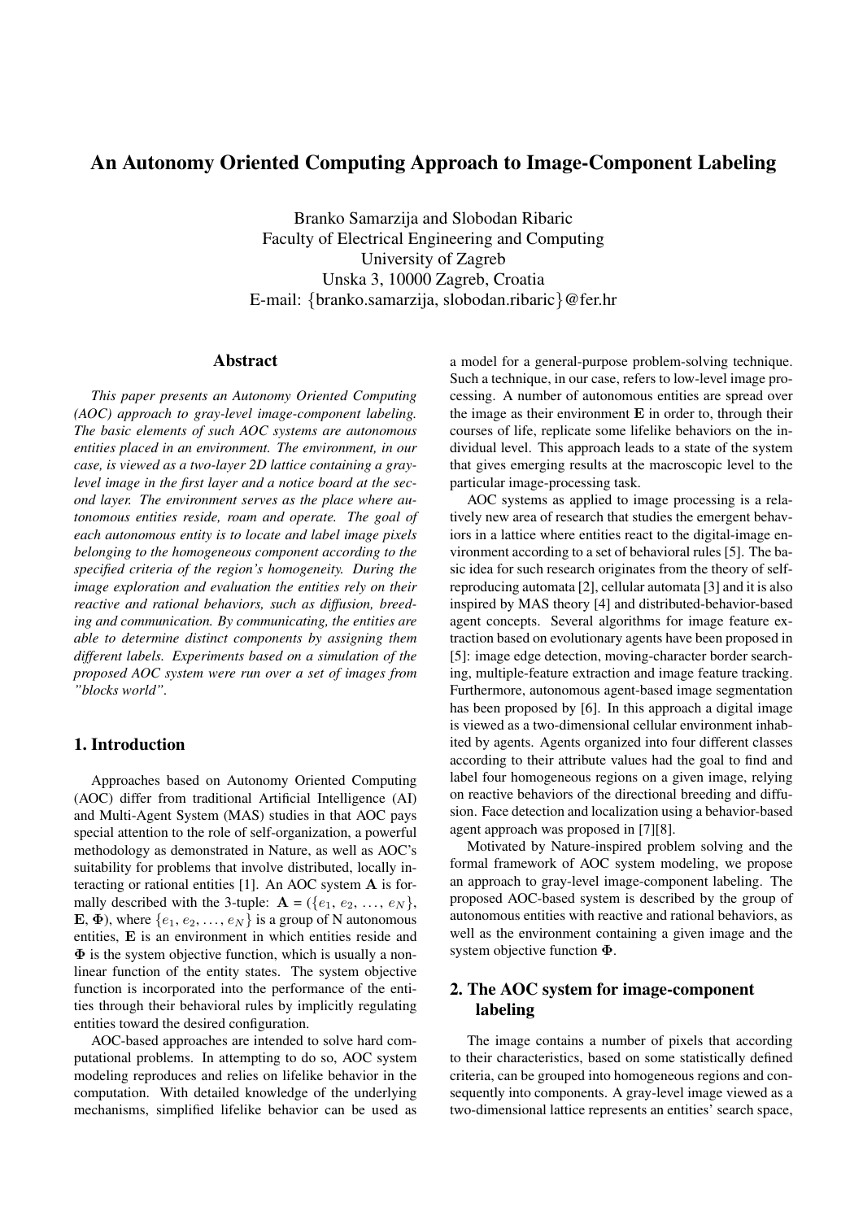# An Autonomy Oriented Computing Approach to Image-Component Labeling

Branko Samarzija and Slobodan Ribaric
Faculty of Electrical Engineering and Computing
University of Zagreb
Unska 3, 10000 Zagreb, Croatia
E-mail: {branko.samarzija, slobodan.ribaric}@fer.hr

## Abstract

*This paper presents an Autonomy Oriented Computing (AOC) approach to gray-level image-component labeling. The basic elements of such AOC systems are autonomous entities placed in an environment. The environment, in our case, is viewed as a two-layer 2D lattice containing a gray-level image in the first layer and a notice board at the second layer. The environment serves as the place where autonomous entities reside, roam and operate. The goal of each autonomous entity is to locate and label image pixels belonging to the homogeneous component according to the specified criteria of the region's homogeneity. During the image exploration and evaluation the entities rely on their reactive and rational behaviors, such as diffusion, breeding and communication. By communicating, the entities are able to determine distinct components by assigning them different labels. Experiments based on a simulation of the proposed AOC system were run over a set of images from "blocks world".*

## 1. Introduction

Approaches based on Autonomy Oriented Computing (AOC) differ from traditional Artificial Intelligence (AI) and Multi-Agent System (MAS) studies in that AOC pays special attention to the role of self-organization, a powerful methodology as demonstrated in Nature, as well as AOC's suitability for problems that involve distributed, locally interacting or rational entities [1]. An AOC system $\mathbf{A}$ is formally described with the 3-tuple: $\mathbf{A} = (\{e_1, e_2, \ldots, e_N\}, \mathbf{E}, \mathbf{\Phi})$, where $\{e_1, e_2, \ldots, e_N\}$ is a group of N autonomous entities, $\mathbf{E}$ is an environment in which entities reside and $\mathbf{\Phi}$ is the system objective function, which is usually a non-linear function of the entity states. The system objective function is incorporated into the performance of the entities through their behavioral rules by implicitly regulating entities toward the desired configuration.

AOC-based approaches are intended to solve hard computational problems. In attempting to do so, AOC system modeling reproduces and relies on lifelike behavior in the computation. With detailed knowledge of the underlying mechanisms, simplified lifelike behavior can be used as a model for a general-purpose problem-solving technique. Such a technique, in our case, refers to low-level image processing. A number of autonomous entities are spread over the image as their environment $\mathbf{E}$ in order to, through their courses of life, replicate some lifelike behaviors on the individual level. This approach leads to a state of the system that gives emerging results at the macroscopic level to the particular image-processing task.

AOC systems as applied to image processing is a relatively new area of research that studies the emergent behaviors in a lattice where entities react to the digital-image environment according to a set of behavioral rules [5]. The basic idea for such research originates from the theory of self-reproducing automata [2], cellular automata [3] and it is also inspired by MAS theory [4] and distributed-behavior-based agent concepts. Several algorithms for image feature extraction based on evolutionary agents have been proposed in [5]: image edge detection, moving-character border searching, multiple-feature extraction and image feature tracking. Furthermore, autonomous agent-based image segmentation has been proposed by [6]. In this approach a digital image is viewed as a two-dimensional cellular environment inhabited by agents. Agents organized into four different classes according to their attribute values had the goal to find and label four homogeneous regions on a given image, relying on reactive behaviors of the directional breeding and diffusion. Face detection and localization using a behavior-based agent approach was proposed in [7][8].

Motivated by Nature-inspired problem solving and the formal framework of AOC system modeling, we propose an approach to gray-level image-component labeling. The proposed AOC-based system is described by the group of autonomous entities with reactive and rational behaviors, as well as the environment containing a given image and the system objective function $\mathbf{\Phi}$.

## 2. The AOC system for image-component labeling

The image contains a number of pixels that according to their characteristics, based on some statistically defined criteria, can be grouped into homogeneous regions and consequently into components. A gray-level image viewed as a two-dimensional lattice represents an entities' search space,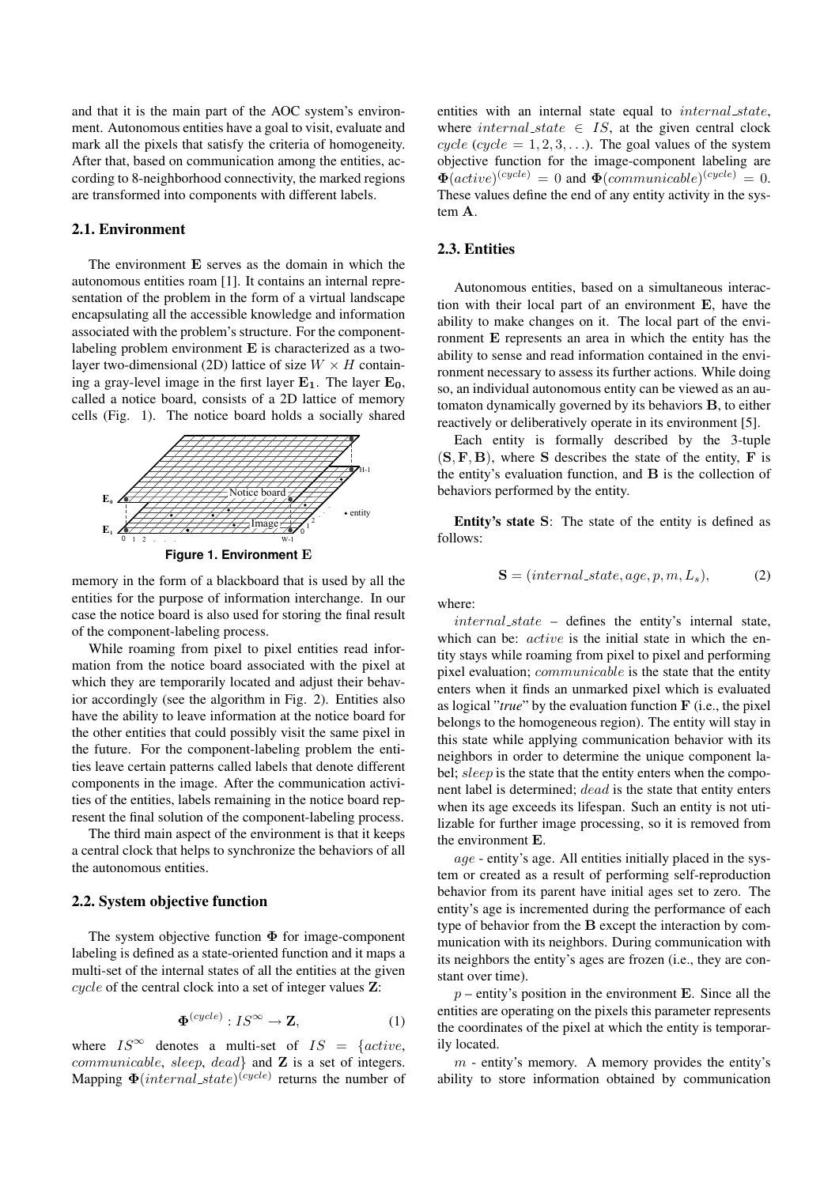and that it is the main part of the AOC system's environment. Autonomous entities have a goal to visit, evaluate and mark all the pixels that satisfy the criteria of homogeneity. After that, based on communication among the entities, according to 8-neighborhood connectivity, the marked regions are transformed into components with different labels.

### 2.1. Environment

The environment $\mathbf{E}$ serves as the domain in which the autonomous entities roam [1]. It contains an internal representation of the problem in the form of a virtual landscape encapsulating all the accessible knowledge and information associated with the problem's structure. For the component-labeling problem environment $\mathbf{E}$ is characterized as a two-layer two-dimensional (2D) lattice of size $W \times H$ containing a gray-level image in the first layer $\mathbf{E_1}$. The layer $\mathbf{E_0}$, called a notice board, consists of a 2D lattice of memory cells (Fig. 1). The notice board holds a socially shared memory in the form of a blackboard that is used by all the entities for the purpose of information interchange. In our case the notice board is also used for storing the final result of the component-labeling process.

**Figure 1. Environment $\mathbf{E}$**

While roaming from pixel to pixel entities read information from the notice board associated with the pixel at which they are temporarily located and adjust their behavior accordingly (see the algorithm in Fig. 2). Entities also have the ability to leave information at the notice board for the other entities that could possibly visit the same pixel in the future. For the component-labeling problem the entities leave certain patterns called labels that denote different components in the image. After the communication activities of the entities, labels remaining in the notice board represent the final solution of the component-labeling process.

The third main aspect of the environment is that it keeps a central clock that helps to synchronize the behaviors of all the autonomous entities.

### 2.2. System objective function

The system objective function $\mathbf{\Phi}$ for image-component labeling is defined as a state-oriented function and it maps a multi-set of the internal states of all the entities at the given $cycle$ of the central clock into a set of integer values $\mathbf{Z}$:

$$\mathbf{\Phi}^{(cycle)} : IS^{\infty} \rightarrow \mathbf{Z}, \tag{1}$$

where $IS^{\infty}$ denotes a multi-set of $IS = \{active, communicable, sleep, dead\}$ and $\mathbf{Z}$ is a set of integers. Mapping $\mathbf{\Phi}(internal\_state)^{(cycle)}$ returns the number of entities with an internal state equal to $internal\_state$, where $internal\_state \in IS$, at the given central clock $cycle$ ($cycle = 1, 2, 3, \ldots$). The goal values of the system objective function for the image-component labeling are $\mathbf{\Phi}(active)^{(cycle)} = 0$ and $\mathbf{\Phi}(communicable)^{(cycle)} = 0$. These values define the end of any entity activity in the system $\mathbf{A}$.

### 2.3. Entities

Autonomous entities, based on a simultaneous interaction with their local part of an environment $\mathbf{E}$, have the ability to make changes on it. The local part of the environment $\mathbf{E}$ represents an area in which the entity has the ability to sense and read information contained in the environment necessary to assess its further actions. While doing so, an individual autonomous entity can be viewed as an automaton dynamically governed by its behaviors $\mathbf{B}$, to either reactively or deliberatively operate in its environment [5].

Each entity is formally described by the 3-tuple $(\mathbf{S}, \mathbf{F}, \mathbf{B})$, where $\mathbf{S}$ describes the state of the entity, $\mathbf{F}$ is the entity's evaluation function, and $\mathbf{B}$ is the collection of behaviors performed by the entity.

**Entity's state $\mathbf{S}$**: The state of the entity is defined as follows:

$$\mathbf{S} = (internal\_state, age, p, m, L_s), \tag{2}$$

where:

$internal\_state$ – defines the entity's internal state, which can be: $active$ is the initial state in which the entity stays while roaming from pixel to pixel and performing pixel evaluation; $communicable$ is the state that the entity enters when it finds an unmarked pixel which is evaluated as logical "*true*" by the evaluation function $\mathbf{F}$ (i.e., the pixel belongs to the homogeneous region). The entity will stay in this state while applying communication behavior with its neighbors in order to determine the unique component label; $sleep$ is the state that the entity enters when the component label is determined; $dead$ is the state that entity enters when its age exceeds its lifespan. Such an entity is not utilizable for further image processing, so it is removed from the environment $\mathbf{E}$.

$age$ - entity's age. All entities initially placed in the system or created as a result of performing self-reproduction behavior from its parent have initial ages set to zero. The entity's age is incremented during the performance of each type of behavior from the $\mathbf{B}$ except the interaction by communication with its neighbors. During communication with its neighbors the entity's ages are frozen (i.e., they are constant over time).

$p$ – entity's position in the environment $\mathbf{E}$. Since all the entities are operating on the pixels this parameter represents the coordinates of the pixel at which the entity is temporarily located.

$m$ - entity's memory. A memory provides the entity's ability to store information obtained by communication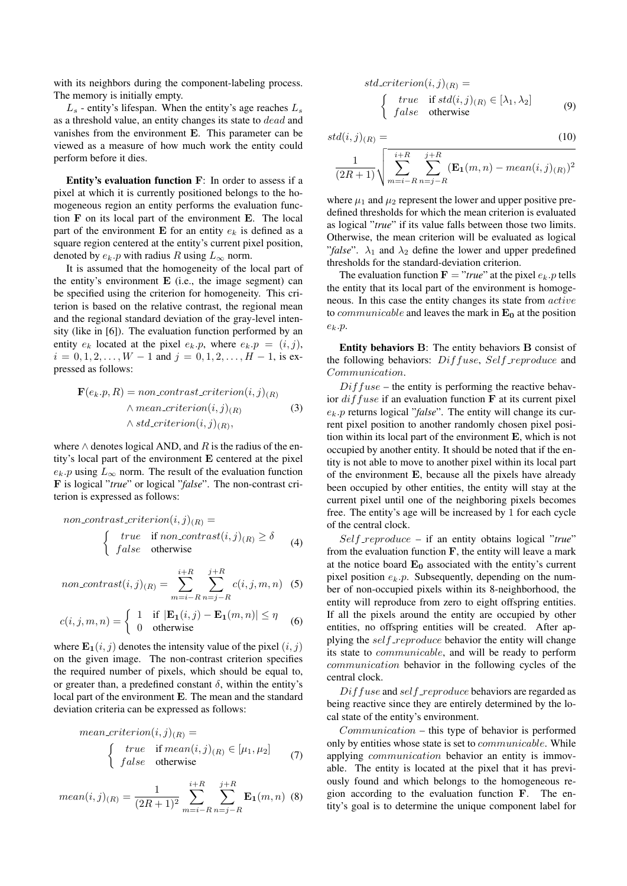with its neighbors during the component-labeling process. The memory is initially empty.

$L_s$ - entity's lifespan. When the entity's age reaches $L_s$ as a threshold value, an entity changes its state to $dead$ and vanishes from the environment $\mathbf{E}$. This parameter can be viewed as a measure of how much work the entity could perform before it dies.

**Entity's evaluation function F**: In order to assess if a pixel at which it is currently positioned belongs to the homogeneous region an entity performs the evaluation function $\mathbf{F}$ on its local part of the environment $\mathbf{E}$. The local part of the environment $\mathbf{E}$ for an entity $e_k$ is defined as a square region centered at the entity's current pixel position, denoted by $e_k.p$ with radius $R$ using $L_\infty$ norm.

It is assumed that the homogeneity of the local part of the entity's environment $\mathbf{E}$ (i.e., the image segment) can be specified using the criterion for homogeneity. This criterion is based on the relative contrast, the regional mean and the regional standard deviation of the gray-level intensity (like in [6]). The evaluation function performed by an entity $e_k$ located at the pixel $e_k.p$, where $e_k.p = (i, j)$, $i = 0, 1, 2, \ldots, W-1$ and $j = 0, 1, 2, \ldots, H-1$, is expressed as follows:

$$\mathbf{F}(e_k.p, R) = non\_contrast\_criterion(i,j)_{(R)} \wedge mean\_criterion(i,j)_{(R)} \wedge std\_criterion(i,j)_{(R)}, \quad (3)$$

where $\wedge$ denotes logical AND, and $R$ is the radius of the entity's local part of the environment $\mathbf{E}$ centered at the pixel $e_k.p$ using $L_\infty$ norm. The result of the evaluation function $\mathbf{F}$ is logical "*true*" or logical "*false*". The non-contrast criterion is expressed as follows:

$$non\_contrast\_criterion(i,j)_{(R)} = \begin{cases} true & \text{if } non\_contrast(i,j)_{(R)} \geq \delta \\ false & \text{otherwise} \end{cases} \quad (4)$$

$$non\_contrast(i,j)_{(R)} = \sum_{m=i-R}^{i+R} \sum_{n=j-R}^{j+R} c(i,j,m,n) \quad (5)$$

$$c(i,j,m,n) = \begin{cases} 1 & \text{if } |\mathbf{E_1}(i,j) - \mathbf{E_1}(m,n)| \leq \eta \\ 0 & \text{otherwise} \end{cases} \quad (6)$$

where $\mathbf{E_1}(i,j)$ denotes the intensity value of the pixel $(i,j)$ on the given image. The non-contrast criterion specifies the required number of pixels, which should be equal to, or greater than, a predefined constant $\delta$, within the entity's local part of the environment $\mathbf{E}$. The mean and the standard deviation criteria can be expressed as follows:

$$mean\_criterion(i,j)_{(R)} = \begin{cases} true & \text{if } mean(i,j)_{(R)} \in [\mu_1, \mu_2] \\ false & \text{otherwise} \end{cases} \quad (7)$$

$$mean(i,j)_{(R)} = \frac{1}{(2R+1)^2} \sum_{m=i-R}^{i+R} \sum_{n=j-R}^{j+R} \mathbf{E_1}(m,n) \quad (8)$$

$$std\_criterion(i,j)_{(R)} = \begin{cases} true & \text{if } std(i,j)_{(R)} \in [\lambda_1, \lambda_2] \\ false & \text{otherwise} \end{cases} \quad (9)$$

$$std(i,j)_{(R)} = \frac{1}{(2R+1)} \sqrt{\sum_{m=i-R}^{i+R} \sum_{n=j-R}^{j+R} (\mathbf{E_1}(m,n) - mean(i,j)_{(R)})^2} \quad (10)$$

where $\mu_1$ and $\mu_2$ represent the lower and upper positive predefined thresholds for which the mean criterion is evaluated as logical "*true*" if its value falls between those two limits. Otherwise, the mean criterion will be evaluated as logical "*false*". $\lambda_1$ and $\lambda_2$ define the lower and upper predefined thresholds for the standard-deviation criterion.

The evaluation function $\mathbf{F} =$ "*true*" at the pixel $e_k.p$ tells the entity that its local part of the environment is homogeneous. In this case the entity changes its state from $active$ to $communicable$ and leaves the mark in $\mathbf{E_0}$ at the position $e_k.p$.

**Entity behaviors B**: The entity behaviors $\mathbf{B}$ consist of the following behaviors: $Diffuse$, $Self\_reproduce$ and $Communication$.

$Diffuse$ – the entity is performing the reactive behavior $diffuse$ if an evaluation function $\mathbf{F}$ at its current pixel $e_k.p$ returns logical "*false*". The entity will change its current pixel position to another randomly chosen pixel position within its local part of the environment $\mathbf{E}$, which is not occupied by another entity. It should be noted that if the entity is not able to move to another pixel within its local part of the environment $\mathbf{E}$, because all the pixels have already been occupied by other entities, the entity will stay at the current pixel until one of the neighboring pixels becomes free. The entity's age will be increased by 1 for each cycle of the central clock.

$Self\_reproduce$ – if an entity obtains logical "*true*" from the evaluation function $\mathbf{F}$, the entity will leave a mark at the notice board $\mathbf{E_0}$ associated with the entity's current pixel position $e_k.p$. Subsequently, depending on the number of non-occupied pixels within its 8-neighborhood, the entity will reproduce from zero to eight offspring entities. If all the pixels around the entity are occupied by other entities, no offspring entities will be created. After applying the $self\_reproduce$ behavior the entity will change its state to $communicable$, and will be ready to perform $communication$ behavior in the following cycles of the central clock.

$Diffuse$ and $self\_reproduce$ behaviors are regarded as being reactive since they are entirely determined by the local state of the entity's environment.

$Communication$ – this type of behavior is performed only by entities whose state is set to $communicable$. While applying $communication$ behavior an entity is immovable. The entity is located at the pixel that it has previously found and which belongs to the homogeneous region according to the evaluation function $\mathbf{F}$. The entity's goal is to determine the unique component label for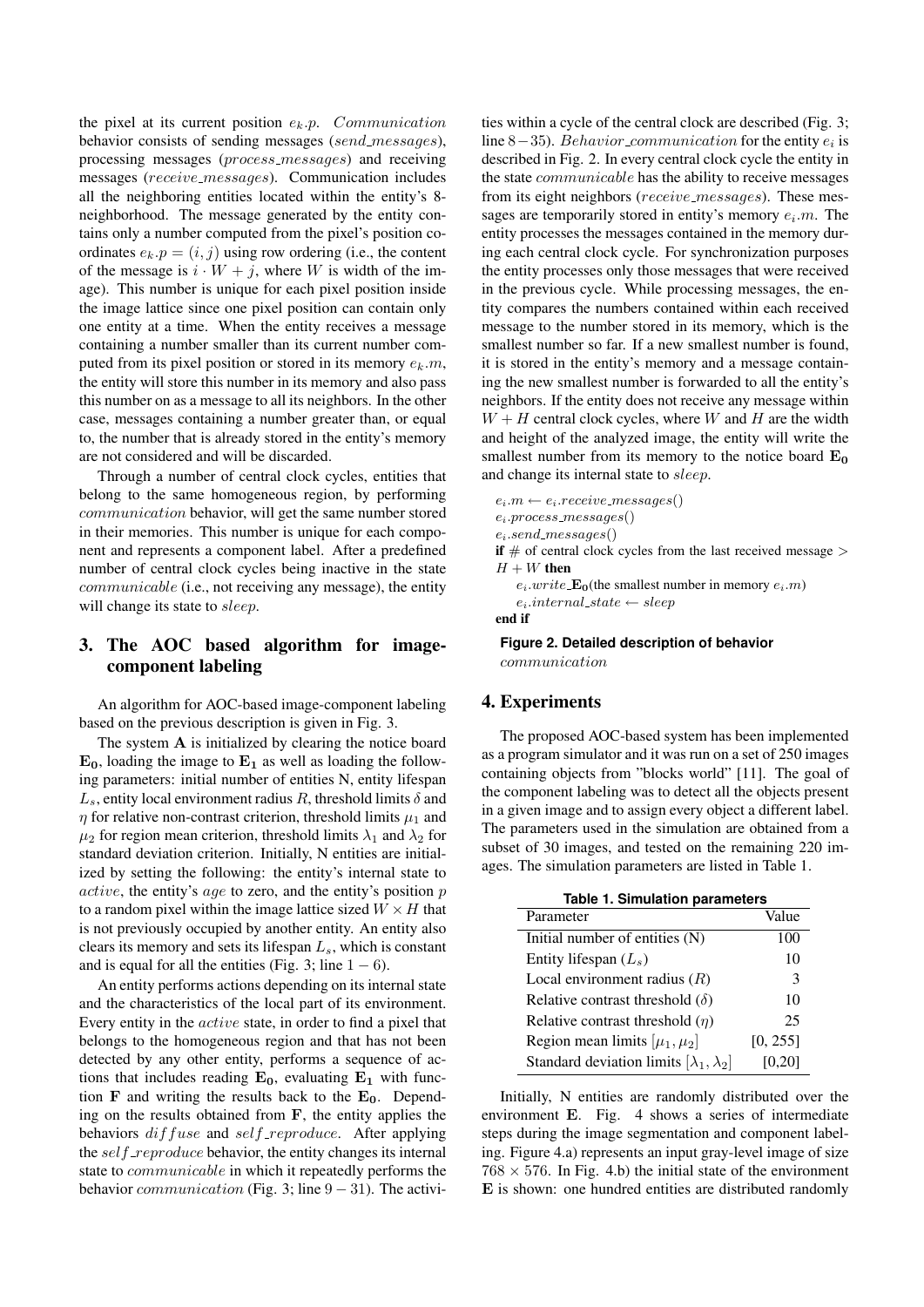the pixel at its current position $e_k.p$. *Communication* behavior consists of sending messages (*send_messages*), processing messages (*process_messages*) and receiving messages (*receive_messages*). Communication includes all the neighboring entities located within the entity's 8-neighborhood. The message generated by the entity contains only a number computed from the pixel's position coordinates $e_k.p = (i, j)$ using row ordering (i.e., the content of the message is $i \cdot W + j$, where $W$ is width of the image). This number is unique for each pixel position inside the image lattice since one pixel position can contain only one entity at a time. When the entity receives a message containing a number smaller than its current number computed from its pixel position or stored in its memory $e_k.m$, the entity will store this number in its memory and also pass this number on as a message to all its neighbors. In the other case, messages containing a number greater than, or equal to, the number that is already stored in the entity's memory are not considered and will be discarded.

Through a number of central clock cycles, entities that belong to the same homogeneous region, by performing *communication* behavior, will get the same number stored in their memories. This number is unique for each component and represents a component label. After a predefined number of central clock cycles being inactive in the state *communicable* (i.e., not receiving any message), the entity will change its state to *sleep*.

## 3. The AOC based algorithm for image-component labeling

An algorithm for AOC-based image-component labeling based on the previous description is given in Fig. 3.

The system **A** is initialized by clearing the notice board $\mathbf{E_0}$, loading the image to $\mathbf{E_1}$ as well as loading the following parameters: initial number of entities N, entity lifespan $L_s$, entity local environment radius $R$, threshold limits $\delta$ and $\eta$ for relative non-contrast criterion, threshold limits $\mu_1$ and $\mu_2$ for region mean criterion, threshold limits $\lambda_1$ and $\lambda_2$ for standard deviation criterion. Initially, N entities are initialized by setting the following: the entity's internal state to *active*, the entity's *age* to zero, and the entity's position $p$ to a random pixel within the image lattice sized $W \times H$ that is not previously occupied by another entity. An entity also clears its memory and sets its lifespan $L_s$, which is constant and is equal for all the entities (Fig. 3; line $1-6$).

An entity performs actions depending on its internal state and the characteristics of the local part of its environment. Every entity in the *active* state, in order to find a pixel that belongs to the homogeneous region and that has not been detected by any other entity, performs a sequence of actions that includes reading $\mathbf{E_0}$, evaluating $\mathbf{E_1}$ with function **F** and writing the results back to the $\mathbf{E_0}$. Depending on the results obtained from **F**, the entity applies the behaviors *diffuse* and *self_reproduce*. After applying the *self_reproduce* behavior, the entity changes its internal state to *communicable* in which it repeatedly performs the behavior *communication* (Fig. 3; line $9-31$). The activities within a cycle of the central clock are described (Fig. 3; line $8-35$). *Behavior_communication* for the entity $e_i$ is described in Fig. 2. In every central clock cycle the entity in the state *communicable* has the ability to receive messages from its eight neighbors (*receive_messages*). These messages are temporarily stored in entity's memory $e_i.m$. The entity processes the messages contained in the memory during each central clock cycle. For synchronization purposes the entity processes only those messages that were received in the previous cycle. While processing messages, the entity compares the numbers contained within each received message to the number stored in its memory, which is the smallest number so far. If a new smallest number is found, it is stored in the entity's memory and a message containing the new smallest number is forwarded to all the entity's neighbors. If the entity does not receive any message within $W + H$ central clock cycles, where $W$ and $H$ are the width and height of the analyzed image, the entity will write the smallest number from its memory to the notice board $\mathbf{E_0}$ and change its internal state to *sleep*.

$e_i.m \leftarrow e_i.receive\_messages()$
$e_i.process\_messages()$
$e_i.send\_messages()$
**if** # of central clock cycles from the last received message $>$ $H + W$ **then**
  $e_i.write$ $\mathbf{E_0}$(the smallest number in memory $e_i.m$)
  $e_i.internal\_state \leftarrow sleep$
**end if**

**Figure 2. Detailed description of behavior** *communication*

## 4. Experiments

The proposed AOC-based system has been implemented as a program simulator and it was run on a set of 250 images containing objects from "blocks world" [11]. The goal of the component labeling was to detect all the objects present in a given image and to assign every object a different label. The parameters used in the simulation are obtained from a subset of 30 images, and tested on the remaining 220 images. The simulation parameters are listed in Table 1.

**Table 1. Simulation parameters**

| Parameter | Value |
|---|---|
| Initial number of entities (N) | 100 |
| Entity lifespan ($L_s$) | 10 |
| Local environment radius ($R$) | 3 |
| Relative contrast threshold ($\delta$) | 10 |
| Relative contrast threshold ($\eta$) | 25 |
| Region mean limits $[\mu_1, \mu_2]$ | [0, 255] |
| Standard deviation limits $[\lambda_1, \lambda_2]$ | [0,20] |

Initially, N entities are randomly distributed over the environment **E**. Fig. 4 shows a series of intermediate steps during the image segmentation and component labeling. Figure 4.a) represents an input gray-level image of size $768 \times 576$. In Fig. 4.b) the initial state of the environment **E** is shown: one hundred entities are distributed randomly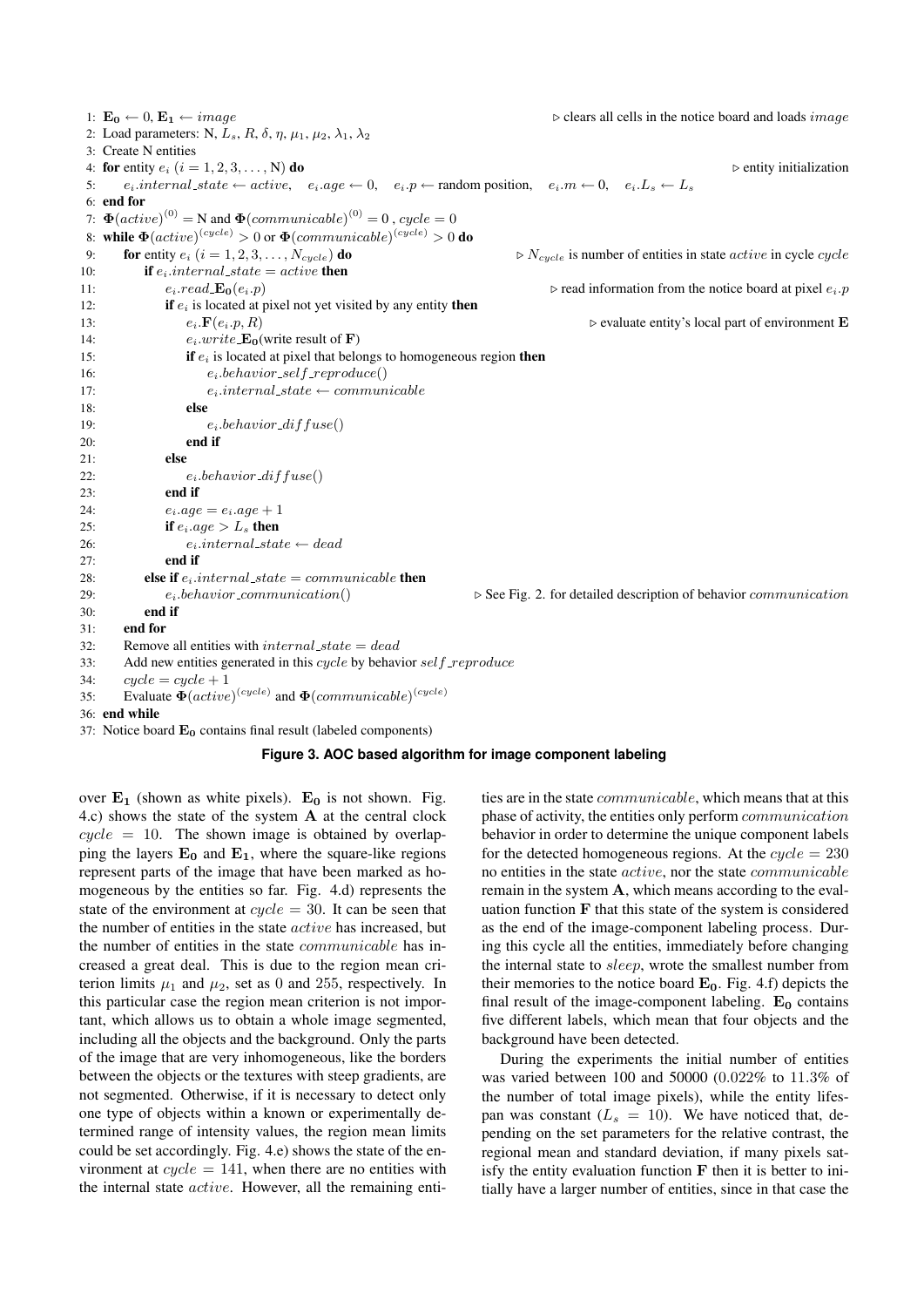```
1: E0 ← 0, E1 ← image                                                ▷ clears all cells in the notice board and loads image
2: Load parameters: N, L_s, R, δ, η, μ1, μ2, λ1, λ2
3: Create N entities
4: for entity e_i (i = 1, 2, 3, ..., N) do                                                   ▷ entity initialization
5:     e_i.internal_state ← active,   e_i.age ← 0,   e_i.p ← random position,   e_i.m ← 0,   e_i.L_s ← L_s
6: end for
7: Φ(active)^(0) = N and Φ(communicable)^(0) = 0 , cycle = 0
8: while Φ(active)^(cycle) > 0 or Φ(communicable)^(cycle) > 0 do
9:     for entity e_i (i = 1, 2, 3, ..., N_cycle) do                  ▷ N_cycle is number of entities in state active in cycle cycle
10:        if e_i.internal_state = active then
11:            e_i.read_E0(e_i.p)                                     ▷ read information from the notice board at pixel e_i.p
12:            if e_i is located at pixel not yet visited by any entity then
13:                e_i.F(e_i.p, R)                                    ▷ evaluate entity's local part of environment E
14:                e_i.write_E0(write result of F)
15:                if e_i is located at pixel that belongs to homogeneous region then
16:                    e_i.behavior_self_reproduce()
17:                    e_i.internal_state ← communicable
18:                else
19:                    e_i.behavior_diffuse()
20:                end if
21:            else
22:                e_i.behavior_diffuse()
23:            end if
24:            e_i.age = e_i.age + 1
25:            if e_i.age > L_s then
26:                e_i.internal_state ← dead
27:            end if
28:        else if e_i.internal_state = communicable then
29:            e_i.behavior_communication()              ▷ See Fig. 2. for detailed description of behavior communication
30:        end if
31:    end for
32:    Remove all entities with internal_state = dead
33:    Add new entities generated in this cycle by behavior self_reproduce
34:    cycle = cycle + 1
35:    Evaluate Φ(active)^(cycle) and Φ(communicable)^(cycle)
36: end while
37: Notice board E0 contains final result (labeled components)
```

**Figure 3. AOC based algorithm for image component labeling**

over $\mathbf{E_1}$ (shown as white pixels). $\mathbf{E_0}$ is not shown. Fig. 4.c) shows the state of the system $\mathbf{A}$ at the central clock $cycle = 10$. The shown image is obtained by overlapping the layers $\mathbf{E_0}$ and $\mathbf{E_1}$, where the square-like regions represent parts of the image that have been marked as homogeneous by the entities so far. Fig. 4.d) represents the state of the environment at $cycle = 30$. It can be seen that the number of entities in the state *active* has increased, but the number of entities in the state *communicable* has increased a great deal. This is due to the region mean criterion limits $\mu_1$ and $\mu_2$, set as 0 and 255, respectively. In this particular case the region mean criterion is not important, which allows us to obtain a whole image segmented, including all the objects and the background. Only the parts of the image that are very inhomogeneous, like the borders between the objects or the textures with steep gradients, are not segmented. Otherwise, if it is necessary to detect only one type of objects within a known or experimentally determined range of intensity values, the region mean limits could be set accordingly. Fig. 4.e) shows the state of the environment at $cycle = 141$, when there are no entities with the internal state *active*. However, all the remaining entities are in the state *communicable*, which means that at this phase of activity, the entities only perform *communication* behavior in order to determine the unique component labels for the detected homogeneous regions. At the $cycle = 230$ no entities in the state *active*, nor the state *communicable* remain in the system $\mathbf{A}$, which means according to the evaluation function $\mathbf{F}$ that this state of the system is considered as the end of the image-component labeling process. During this cycle all the entities, immediately before changing the internal state to *sleep*, wrote the smallest number from their memories to the notice board $\mathbf{E_0}$. Fig. 4.f) depicts the final result of the image-component labeling. $\mathbf{E_0}$ contains five different labels, which mean that four objects and the background have been detected.

During the experiments the initial number of entities was varied between 100 and 50000 (0.022% to 11.3% of the number of total image pixels), while the entity lifespan was constant ($L_s = 10$). We have noticed that, depending on the set parameters for the relative contrast, the regional mean and standard deviation, if many pixels satisfy the entity evaluation function $\mathbf{F}$ then it is better to initially have a larger number of entities, since in that case the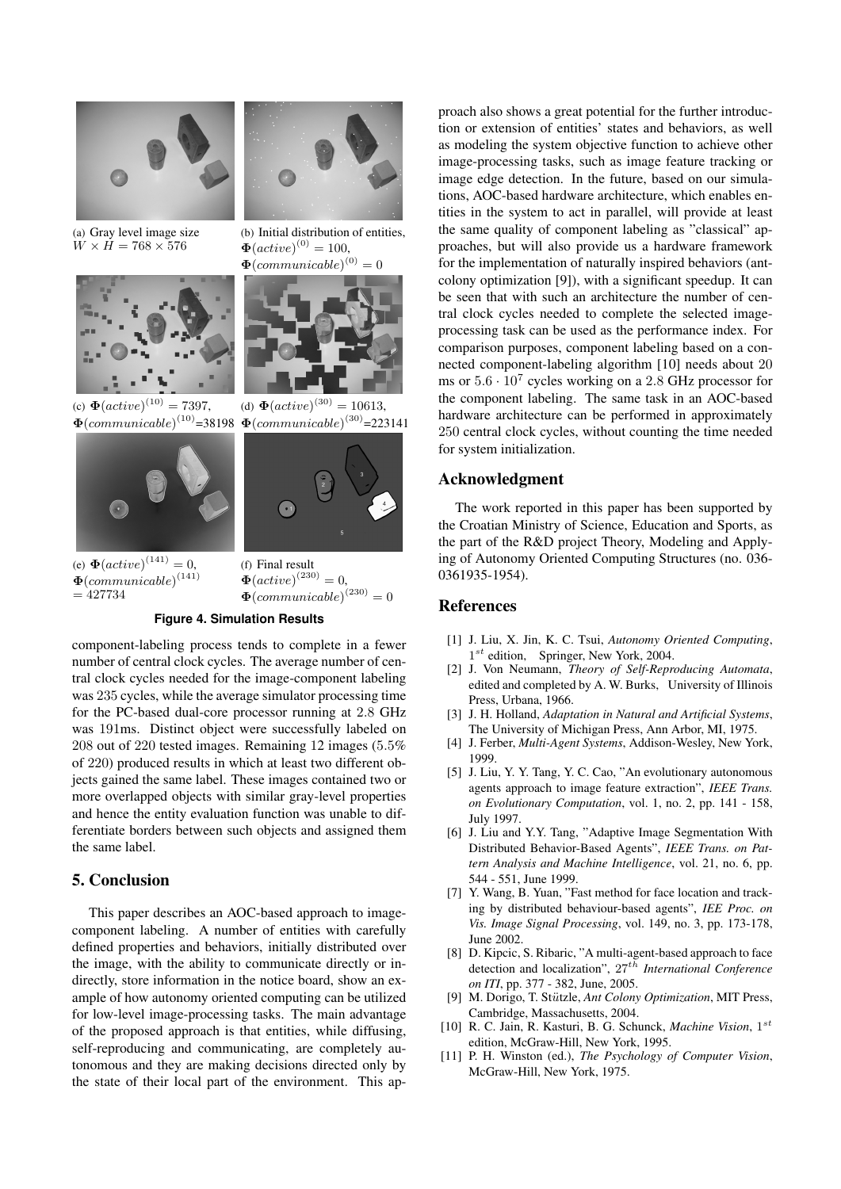(a) Gray level image size $W \times H = 768 \times 576$

(b) Initial distribution of entities, $\mathbf{\Phi}(active)^{(0)} = 100$, $\mathbf{\Phi}(communicable)^{(0)} = 0$

(c) $\mathbf{\Phi}(active)^{(10)} = 7397$, $\mathbf{\Phi}(communicable)^{(10)}$=38198

(d) $\mathbf{\Phi}(active)^{(30)} = 10613$, $\mathbf{\Phi}(communicable)^{(30)}$=223141

(e) $\mathbf{\Phi}(active)^{(141)} = 0$, $\mathbf{\Phi}(communicable)^{(141)} = 427734$

(f) Final result $\mathbf{\Phi}(active)^{(230)} = 0$, $\mathbf{\Phi}(communicable)^{(230)} = 0$

**Figure 4. Simulation Results**

component-labeling process tends to complete in a fewer number of central clock cycles. The average number of central clock cycles needed for the image-component labeling was 235 cycles, while the average simulator processing time for the PC-based dual-core processor running at 2.8 GHz was 191ms. Distinct object were successfully labeled on 208 out of 220 tested images. Remaining 12 images (5.5% of 220) produced results in which at least two different objects gained the same label. These images contained two or more overlapped objects with similar gray-level properties and hence the entity evaluation function was unable to differentiate borders between such objects and assigned them the same label.

## 5. Conclusion

This paper describes an AOC-based approach to image-component labeling. A number of entities with carefully defined properties and behaviors, initially distributed over the image, with the ability to communicate directly or indirectly, store information in the notice board, show an example of how autonomy oriented computing can be utilized for low-level image-processing tasks. The main advantage of the proposed approach is that entities, while diffusing, self-reproducing and communicating, are completely autonomous and they are making decisions directed only by the state of their local part of the environment. This approach also shows a great potential for the further introduction or extension of entities' states and behaviors, as well as modeling the system objective function to achieve other image-processing tasks, such as image feature tracking or image edge detection. In the future, based on our simulations, AOC-based hardware architecture, which enables entities in the system to act in parallel, will provide at least the same quality of component labeling as "classical" approaches, but will also provide us a hardware framework for the implementation of naturally inspired behaviors (ant-colony optimization [9]), with a significant speedup. It can be seen that with such an architecture the number of central clock cycles needed to complete the selected image-processing task can be used as the performance index. For comparison purposes, component labeling based on a connected component-labeling algorithm [10] needs about 20 ms or $5.6 \cdot 10^7$ cycles working on a 2.8 GHz processor for the component labeling. The same task in an AOC-based hardware architecture can be performed in approximately 250 central clock cycles, without counting the time needed for system initialization.

## Acknowledgment

The work reported in this paper has been supported by the Croatian Ministry of Science, Education and Sports, as the part of the R&D project Theory, Modeling and Applying of Autonomy Oriented Computing Structures (no. 036-0361935-1954).

## References

[1] J. Liu, X. Jin, K. C. Tsui, *Autonomy Oriented Computing*, $1^{st}$ edition, Springer, New York, 2004.

[2] J. Von Neumann, *Theory of Self-Reproducing Automata*, edited and completed by A. W. Burks, University of Illinois Press, Urbana, 1966.

[3] J. H. Holland, *Adaptation in Natural and Artificial Systems*, The University of Michigan Press, Ann Arbor, MI, 1975.

[4] J. Ferber, *Multi-Agent Systems*, Addison-Wesley, New York, 1999.

[5] J. Liu, Y. Y. Tang, Y. C. Cao, "An evolutionary autonomous agents approach to image feature extraction", *IEEE Trans. on Evolutionary Computation*, vol. 1, no. 2, pp. 141 - 158, July 1997.

[6] J. Liu and Y.Y. Tang, "Adaptive Image Segmentation With Distributed Behavior-Based Agents", *IEEE Trans. on Pattern Analysis and Machine Intelligence*, vol. 21, no. 6, pp. 544 - 551, June 1999.

[7] Y. Wang, B. Yuan, "Fast method for face location and tracking by distributed behaviour-based agents", *IEE Proc. on Vis. Image Signal Processing*, vol. 149, no. 3, pp. 173-178, June 2002.

[8] D. Kipcic, S. Ribaric, "A multi-agent-based approach to face detection and localization", $27^{th}$ *International Conference on ITI*, pp. 377 - 382, June, 2005.

[9] M. Dorigo, T. Stützle, *Ant Colony Optimization*, MIT Press, Cambridge, Massachusetts, 2004.

[10] R. C. Jain, R. Kasturi, B. G. Schunck, *Machine Vision*, $1^{st}$ edition, McGraw-Hill, New York, 1995.

[11] P. H. Winston (ed.), *The Psychology of Computer Vision*, McGraw-Hill, New York, 1975.